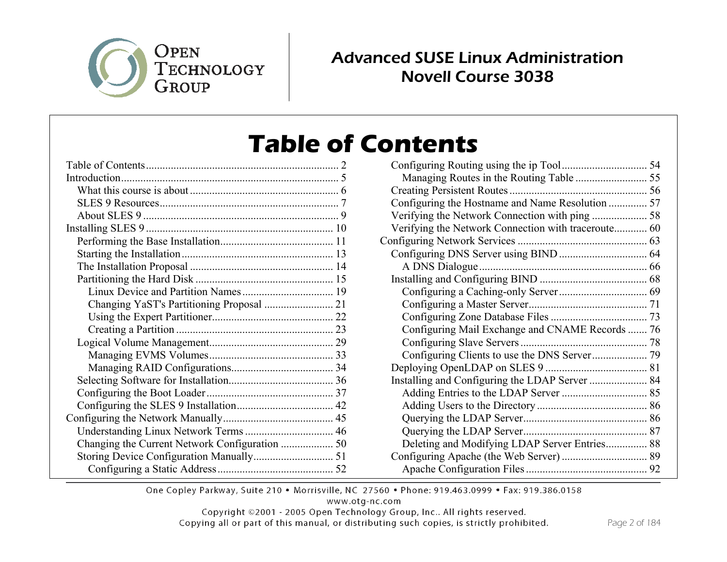Advanced SUSE Linux Administration
Novell Course 3038

# Table of Contents

- Table of Contents ........ 2
- Introduction ........ 5
  - What this course is about ........ 6
  - SLES 9 Resources ........ 7
  - About SLES 9 ........ 9
- Installing SLES 9 ........ 10
  - Performing the Base Installation ........ 11
  - Starting the Installation ........ 13
  - The Installation Proposal ........ 14
  - Partitioning the Hard Disk ........ 15
    - Linux Device and Partition Names ........ 19
    - Changing YaST's Partitioning Proposal ........ 21
    - Using the Expert Partitioner ........ 22
    - Creating a Partition ........ 23
  - Logical Volume Management ........ 29
    - Managing EVMS Volumes ........ 33
    - Managing RAID Configurations ........ 34
  - Selecting Software for Installation ........ 36
  - Configuring the Boot Loader ........ 37
  - Configuring the SLES 9 Installation ........ 42
- Configuring the Network Manually ........ 45
  - Understanding Linux Network Terms ........ 46
  - Changing the Current Network Configuration ........ 50
  - Storing Device Configuration Manually ........ 51
    - Configuring a Static Address ........ 52
  - Configuring Routing using the ip Tool ........ 54
    - Managing Routes in the Routing Table ........ 55
  - Creating Persistent Routes ........ 56
  - Configuring the Hostname and Name Resolution ........ 57
  - Verifying the Network Connection with ping ........ 58
  - Verifying the Network Connection with traceroute ........ 60
- Configuring Network Services ........ 63
  - Configuring DNS Server using BIND ........ 64
    - A DNS Dialogue ........ 66
  - Installing and Configuring BIND ........ 68
    - Configuring a Caching-only Server ........ 69
    - Configuring a Master Server ........ 71
    - Configuring Zone Database Files ........ 73
    - Configuring Mail Exchange and CNAME Records ........ 76
    - Configuring Slave Servers ........ 78
    - Configuring Clients to use the DNS Server ........ 79
  - Deploying OpenLDAP on SLES 9 ........ 81
  - Installing and Configuring the LDAP Server ........ 84
    - Adding Entries to the LDAP Server ........ 85
    - Adding Users to the Directory ........ 86
    - Querying the LDAP Server ........ 86
    - Querying the LDAP Server ........ 87
    - Deleting and Modifying LDAP Server Entries ........ 88
  - Configuring Apache (the Web Server) ........ 89
    - Apache Configuration Files ........ 92

One Copley Parkway, Suite 210 • Morrisville, NC 27560 • Phone: 919.463.0999 • Fax: 919.386.0158
www.otg-nc.com
Copyright ©2001 - 2005 Open Technology Group, Inc.. All rights reserved.
Copying all or part of this manual, or distributing such copies, is strictly prohibited.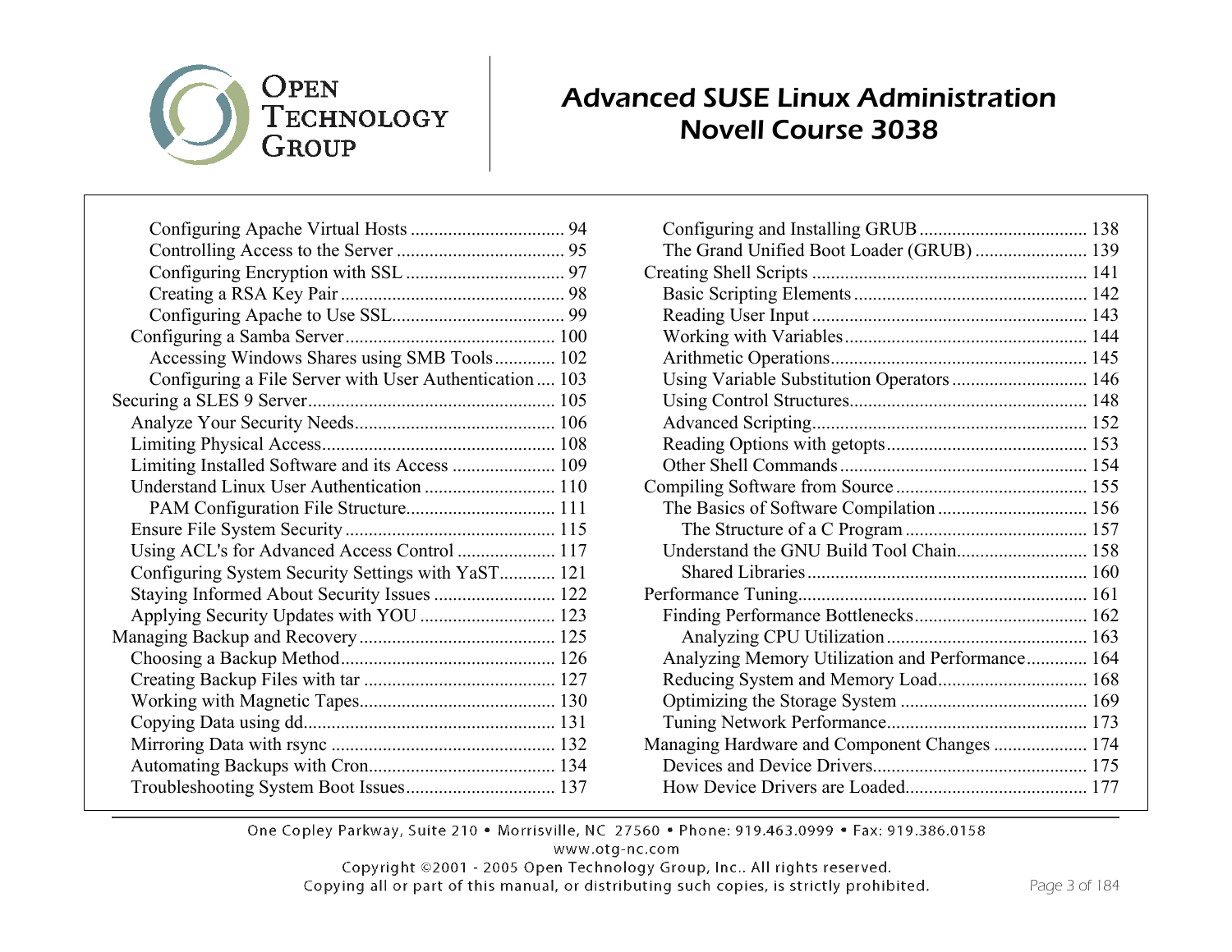- Configuring Apache Virtual Hosts ................................ 94
- Controlling Access to the Server ................................... 95
- Configuring Encryption with SSL ................................. 97
- Creating a RSA Key Pair ............................................... 98
- Configuring Apache to Use SSL.................................... 99
- Configuring a Samba Server ............................................ 100
  - Accessing Windows Shares using SMB Tools ............ 102
  - Configuring a File Server with User Authentication .... 103
- Securing a SLES 9 Server.................................................... 105
  - Analyze Your Security Needs.......................................... 106
  - Limiting Physical Access................................................. 108
  - Limiting Installed Software and its Access ...................... 109
  - Understand Linux User Authentication ............................ 110
    - PAM Configuration File Structure................................ 111
  - Ensure File System Security ............................................ 115
  - Using ACL's for Advanced Access Control ..................... 117
  - Configuring System Security Settings with YaST............ 121
  - Staying Informed About Security Issues .......................... 122
  - Applying Security Updates with YOU ............................. 123
- Managing Backup and Recovery .......................................... 125
  - Choosing a Backup Method............................................. 126
  - Creating Backup Files with tar ......................................... 127
  - Working with Magnetic Tapes.......................................... 130
  - Copying Data using dd..................................................... 131
  - Mirroring Data with rsync ................................................ 132
  - Automating Backups with Cron........................................ 134
  - Troubleshooting System Boot Issues................................ 137
  - Configuring and Installing GRUB .................................... 138
  - The Grand Unified Boot Loader (GRUB) ........................ 139
- Creating Shell Scripts .......................................................... 141
  - Basic Scripting Elements ................................................. 142
  - Reading User Input .......................................................... 143
  - Working with Variables................................................... 144
  - Arithmetic Operations...................................................... 145
  - Using Variable Substitution Operators ............................. 146
  - Using Control Structures.................................................. 148
  - Advanced Scripting.......................................................... 152
  - Reading Options with getopts........................................... 153
  - Other Shell Commands .................................................... 154
- Compiling Software from Source ........................................ 155
  - The Basics of Software Compilation ................................ 156
    - The Structure of a C Program ....................................... 157
  - Understand the GNU Build Tool Chain............................ 158
    - Shared Libraries ............................................................ 160
- Performance Tuning............................................................. 161
  - Finding Performance Bottlenecks..................................... 162
    - Analyzing CPU Utilization ........................................... 163
  - Analyzing Memory Utilization and Performance............. 164
  - Reducing System and Memory Load................................ 168
  - Optimizing the Storage System ........................................ 169
  - Tuning Network Performance........................................... 173
- Managing Hardware and Component Changes .................... 174
  - Devices and Device Drivers.............................................. 175
  - How Device Drivers are Loaded....................................... 177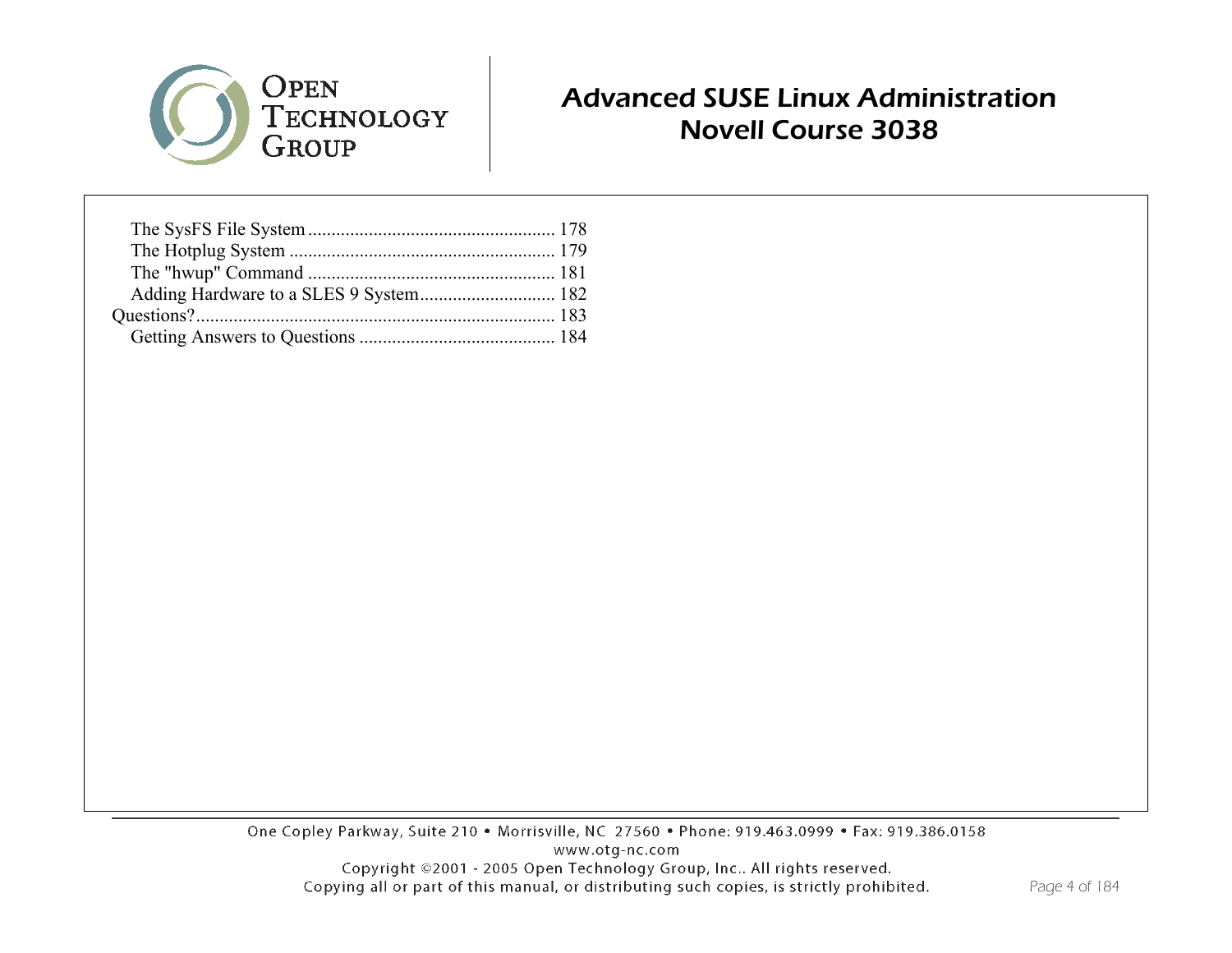The SysFS File System ..................................................... 178
The Hotplug System ......................................................... 179
The "hwup" Command ..................................................... 181
Adding Hardware to a SLES 9 System............................. 182

Questions?............................................................................ 183

Getting Answers to Questions .......................................... 184